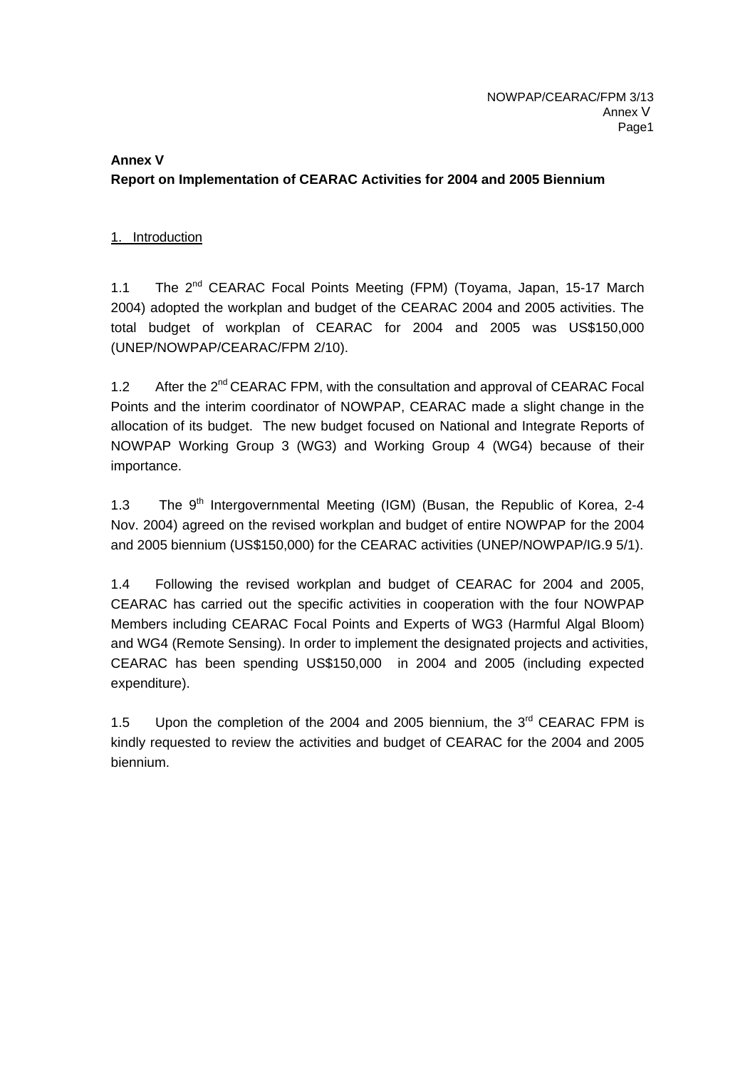## Annex V
## Report on Implementation of CEARAC Activities for 2004 and 2005 Biennium

### 1. Introduction

1.1 The 2nd CEARAC Focal Points Meeting (FPM) (Toyama, Japan, 15-17 March 2004) adopted the workplan and budget of the CEARAC 2004 and 2005 activities. The total budget of workplan of CEARAC for 2004 and 2005 was US$150,000 (UNEP/NOWPAP/CEARAC/FPM 2/10).

1.2 After the 2nd CEARAC FPM, with the consultation and approval of CEARAC Focal Points and the interim coordinator of NOWPAP, CEARAC made a slight change in the allocation of its budget. The new budget focused on National and Integrate Reports of NOWPAP Working Group 3 (WG3) and Working Group 4 (WG4) because of their importance.

1.3 The 9th Intergovernmental Meeting (IGM) (Busan, the Republic of Korea, 2-4 Nov. 2004) agreed on the revised workplan and budget of entire NOWPAP for the 2004 and 2005 biennium (US$150,000) for the CEARAC activities (UNEP/NOWPAP/IG.9 5/1).

1.4 Following the revised workplan and budget of CEARAC for 2004 and 2005, CEARAC has carried out the specific activities in cooperation with the four NOWPAP Members including CEARAC Focal Points and Experts of WG3 (Harmful Algal Bloom) and WG4 (Remote Sensing). In order to implement the designated projects and activities, CEARAC has been spending US$150,000 in 2004 and 2005 (including expected expenditure).

1.5 Upon the completion of the 2004 and 2005 biennium, the 3rd CEARAC FPM is kindly requested to review the activities and budget of CEARAC for the 2004 and 2005 biennium.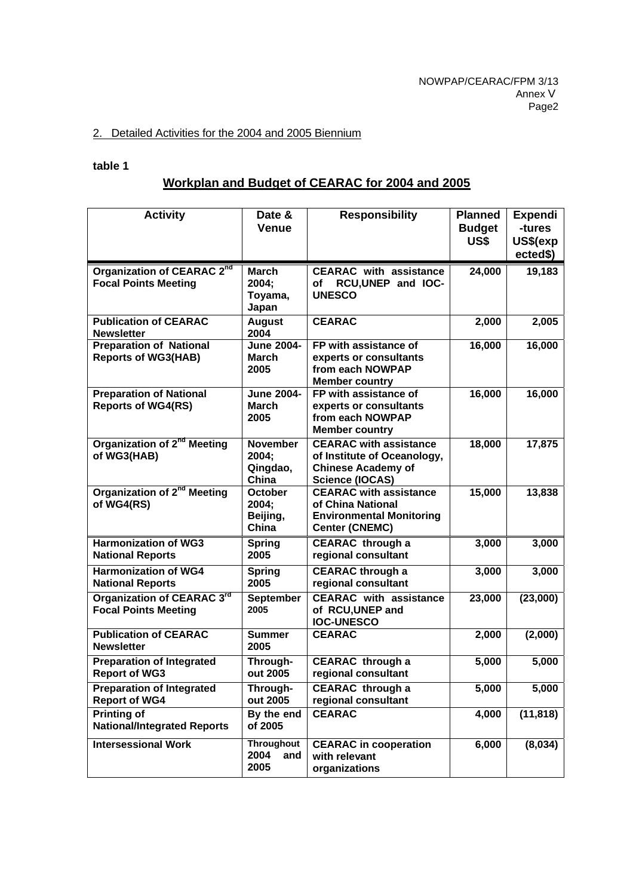## 2. Detailed Activities for the 2004 and 2005 Biennium

**table 1**

## Workplan and Budget of CEARAC for 2004 and 2005

| Activity | Date & Venue | Responsibility | Planned Budget US$ | Expendi-tures US$(expected$) |
|---|---|---|---|---|
| **Organization of CEARAC 2nd Focal Points Meeting** | **March 2004; Toyama, Japan** | **CEARAC with assistance of RCU,UNEP and IOC-UNESCO** | **24,000** | **19,183** |
| **Publication of CEARAC Newsletter** | **August 2004** | **CEARAC** | **2,000** | **2,005** |
| **Preparation of National Reports of WG3(HAB)** | **June 2004-March 2005** | **FP with assistance of experts or consultants from each NOWPAP Member country** | **16,000** | **16,000** |
| **Preparation of National Reports of WG4(RS)** | **June 2004-March 2005** | **FP with assistance of experts or consultants from each NOWPAP Member country** | **16,000** | **16,000** |
| **Organization of 2nd Meeting of WG3(HAB)** | **November 2004; Qingdao, China** | **CEARAC with assistance of Institute of Oceanology, Chinese Academy of Science (IOCAS)** | **18,000** | **17,875** |
| **Organization of 2nd Meeting of WG4(RS)** | **October 2004; Beijing, China** | **CEARAC with assistance of China National Environmental Monitoring Center (CNEMC)** | **15,000** | **13,838** |
| **Harmonization of WG3 National Reports** | **Spring 2005** | **CEARAC through a regional consultant** | **3,000** | **3,000** |
| **Harmonization of WG4 National Reports** | **Spring 2005** | **CEARAC through a regional consultant** | **3,000** | **3,000** |
| **Organization of CEARAC 3rd Focal Points Meeting** | **September 2005** | **CEARAC with assistance of RCU,UNEP and IOC-UNESCO** | **23,000** | **(23,000)** |
| **Publication of CEARAC Newsletter** | **Summer 2005** | **CEARAC** | **2,000** | **(2,000)** |
| **Preparation of Integrated Report of WG3** | **Through-out 2005** | **CEARAC through a regional consultant** | **5,000** | **5,000** |
| **Preparation of Integrated Report of WG4** | **Through-out 2005** | **CEARAC through a regional consultant** | **5,000** | **5,000** |
| **Printing of National/Integrated Reports** | **By the end of 2005** | **CEARAC** | **4,000** | **(11,818)** |
| **Intersessional Work** | **Throughout 2004 and 2005** | **CEARAC in cooperation with relevant organizations** | **6,000** | **(8,034)** |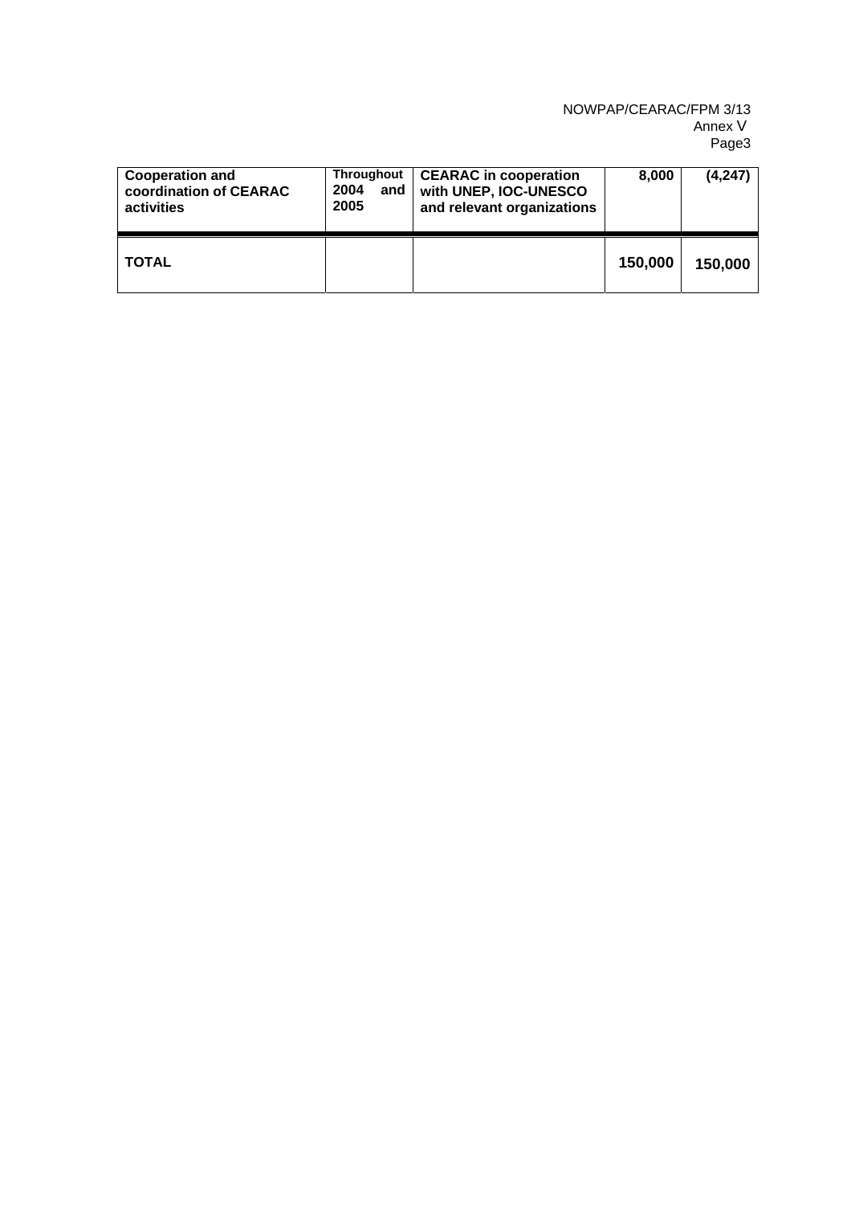| **Cooperation and coordination of CEARAC activities** | **Throughout 2004 and 2005** | **CEARAC in cooperation with UNEP, IOC-UNESCO and relevant organizations** | **8,000** | **(4,247)** |
|---|---|---|---|---|
| **TOTAL** | | | **150,000** | **150,000** |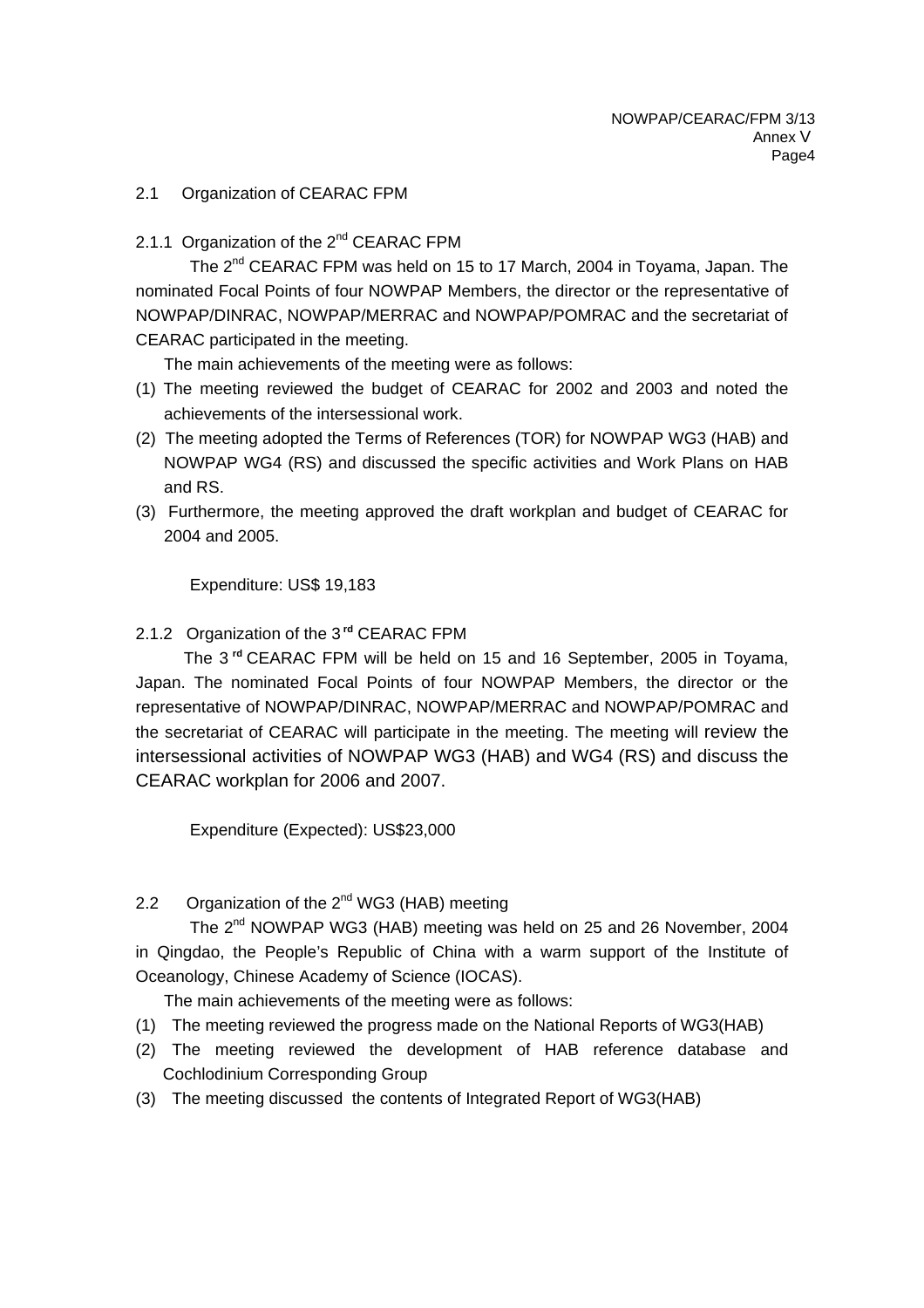## 2.1 Organization of CEARAC FPM

### 2.1.1 Organization of the 2nd CEARAC FPM

The 2nd CEARAC FPM was held on 15 to 17 March, 2004 in Toyama, Japan. The nominated Focal Points of four NOWPAP Members, the director or the representative of NOWPAP/DINRAC, NOWPAP/MERRAC and NOWPAP/POMRAC and the secretariat of CEARAC participated in the meeting.

The main achievements of the meeting were as follows:

(1) The meeting reviewed the budget of CEARAC for 2002 and 2003 and noted the achievements of the intersessional work.

(2) The meeting adopted the Terms of References (TOR) for NOWPAP WG3 (HAB) and NOWPAP WG4 (RS) and discussed the specific activities and Work Plans on HAB and RS.

(3) Furthermore, the meeting approved the draft workplan and budget of CEARAC for 2004 and 2005.

Expenditure: US$ 19,183

### 2.1.2 Organization of the 3rd CEARAC FPM

The 3rd CEARAC FPM will be held on 15 and 16 September, 2005 in Toyama, Japan. The nominated Focal Points of four NOWPAP Members, the director or the representative of NOWPAP/DINRAC, NOWPAP/MERRAC and NOWPAP/POMRAC and the secretariat of CEARAC will participate in the meeting. The meeting will review the intersessional activities of NOWPAP WG3 (HAB) and WG4 (RS) and discuss the CEARAC workplan for 2006 and 2007.

Expenditure (Expected): US$23,000

## 2.2 Organization of the 2nd WG3 (HAB) meeting

The 2nd NOWPAP WG3 (HAB) meeting was held on 25 and 26 November, 2004 in Qingdao, the People's Republic of China with a warm support of the Institute of Oceanology, Chinese Academy of Science (IOCAS).

The main achievements of the meeting were as follows:

(1) The meeting reviewed the progress made on the National Reports of WG3(HAB)

(2) The meeting reviewed the development of HAB reference database and Cochlodinium Corresponding Group

(3) The meeting discussed the contents of Integrated Report of WG3(HAB)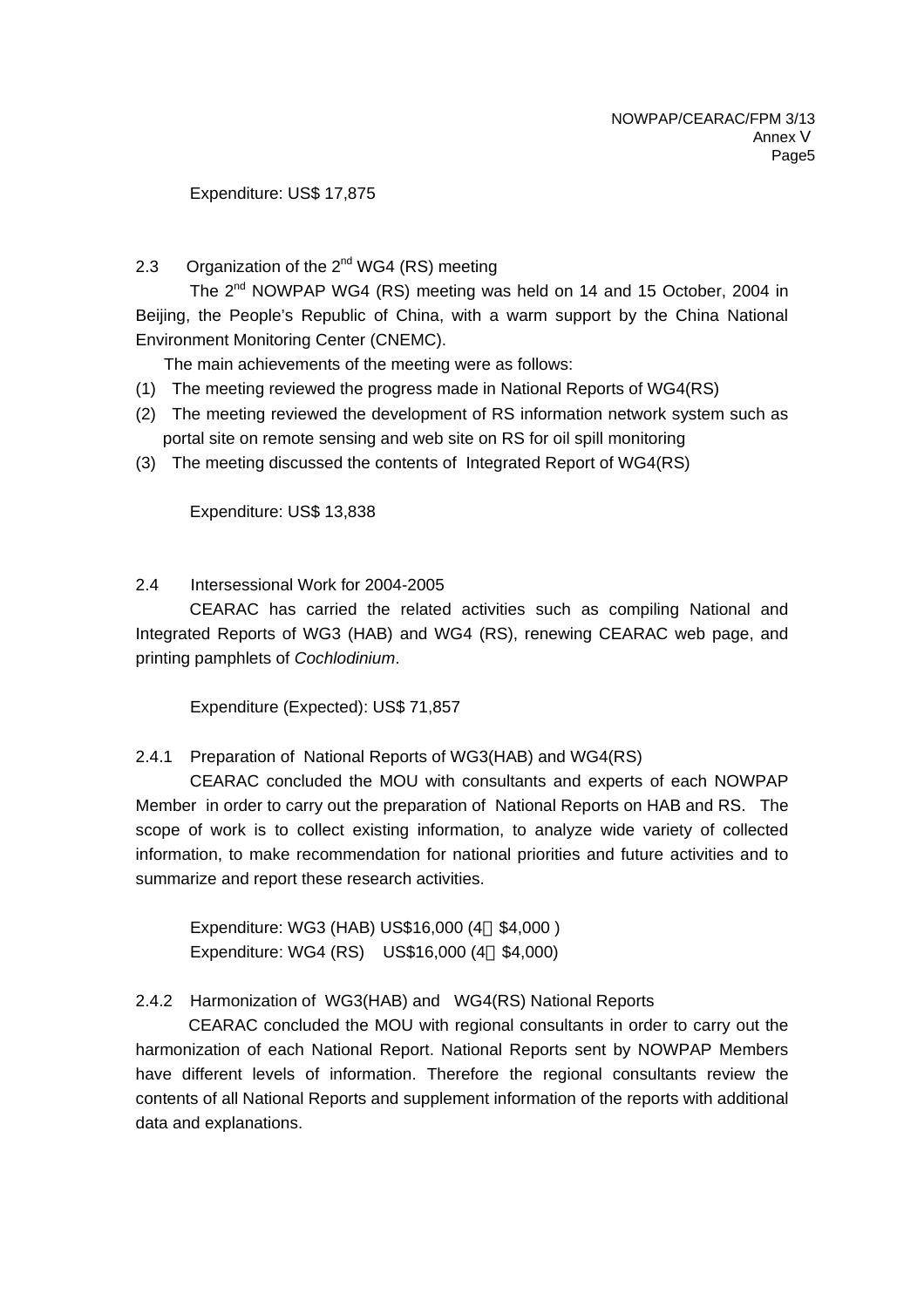Expenditure: US$ 17,875

### 2.3 Organization of the 2nd WG4 (RS) meeting

The 2nd NOWPAP WG4 (RS) meeting was held on 14 and 15 October, 2004 in Beijing, the People's Republic of China, with a warm support by the China National Environment Monitoring Center (CNEMC).

The main achievements of the meeting were as follows:

(1) The meeting reviewed the progress made in National Reports of WG4(RS)
(2) The meeting reviewed the development of RS information network system such as portal site on remote sensing and web site on RS for oil spill monitoring
(3) The meeting discussed the contents of Integrated Report of WG4(RS)

Expenditure: US$ 13,838

### 2.4 Intersessional Work for 2004-2005

CEARAC has carried the related activities such as compiling National and Integrated Reports of WG3 (HAB) and WG4 (RS), renewing CEARAC web page, and printing pamphlets of *Cochlodinium*.

Expenditure (Expected): US$ 71,857

#### 2.4.1 Preparation of National Reports of WG3(HAB) and WG4(RS)

CEARAC concluded the MOU with consultants and experts of each NOWPAP Member in order to carry out the preparation of National Reports on HAB and RS. The scope of work is to collect existing information, to analyze wide variety of collected information, to make recommendation for national priorities and future activities and to summarize and report these research activities.

Expenditure: WG3 (HAB) US$16,000 (4 $4,000 )
Expenditure: WG4 (RS) US$16,000 (4 $4,000)

#### 2.4.2 Harmonization of WG3(HAB) and WG4(RS) National Reports

CEARAC concluded the MOU with regional consultants in order to carry out the harmonization of each National Report. National Reports sent by NOWPAP Members have different levels of information. Therefore the regional consultants review the contents of all National Reports and supplement information of the reports with additional data and explanations.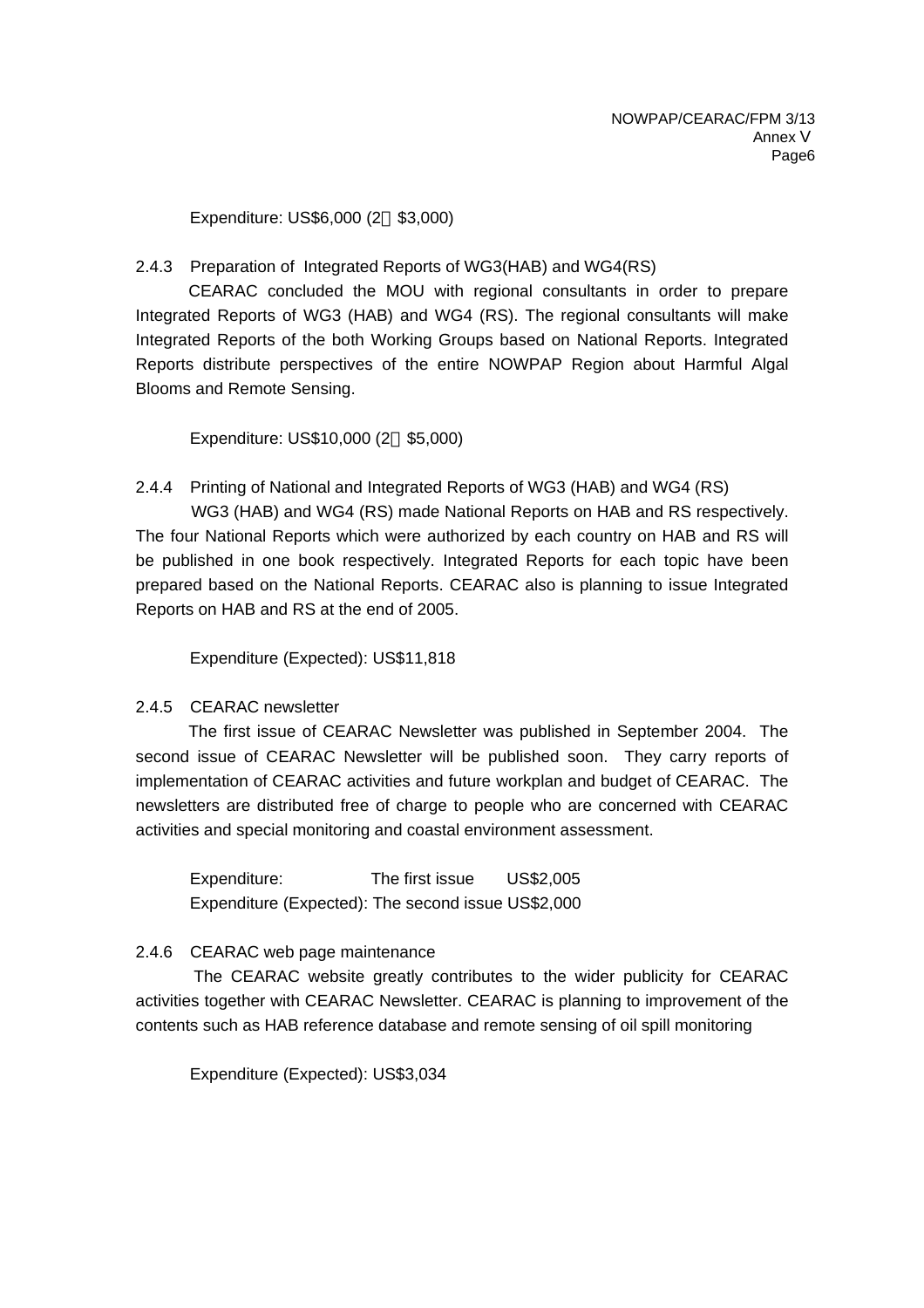Expenditure: US$6,000 (2 $3,000)

### 2.4.3 Preparation of Integrated Reports of WG3(HAB) and WG4(RS)

CEARAC concluded the MOU with regional consultants in order to prepare Integrated Reports of WG3 (HAB) and WG4 (RS). The regional consultants will make Integrated Reports of the both Working Groups based on National Reports. Integrated Reports distribute perspectives of the entire NOWPAP Region about Harmful Algal Blooms and Remote Sensing.

Expenditure: US$10,000 (2 $5,000)

### 2.4.4 Printing of National and Integrated Reports of WG3 (HAB) and WG4 (RS)

WG3 (HAB) and WG4 (RS) made National Reports on HAB and RS respectively. The four National Reports which were authorized by each country on HAB and RS will be published in one book respectively. Integrated Reports for each topic have been prepared based on the National Reports. CEARAC also is planning to issue Integrated Reports on HAB and RS at the end of 2005.

Expenditure (Expected): US$11,818

### 2.4.5 CEARAC newsletter

The first issue of CEARAC Newsletter was published in September 2004. The second issue of CEARAC Newsletter will be published soon. They carry reports of implementation of CEARAC activities and future workplan and budget of CEARAC. The newsletters are distributed free of charge to people who are concerned with CEARAC activities and special monitoring and coastal environment assessment.

Expenditure: The first issue US$2,005
Expenditure (Expected): The second issue US$2,000

### 2.4.6 CEARAC web page maintenance

The CEARAC website greatly contributes to the wider publicity for CEARAC activities together with CEARAC Newsletter. CEARAC is planning to improvement of the contents such as HAB reference database and remote sensing of oil spill monitoring

Expenditure (Expected): US$3,034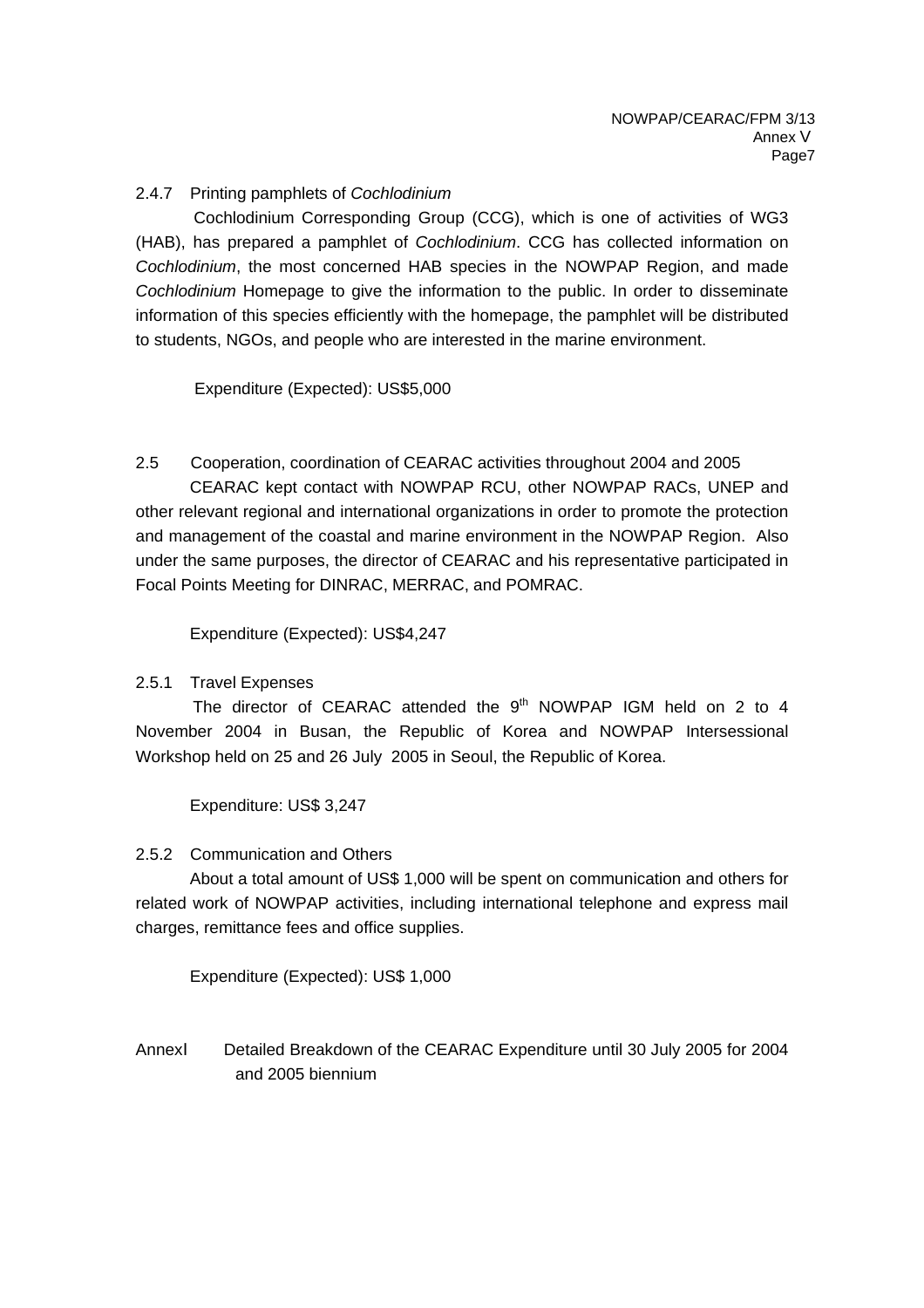#### 2.4.7 Printing pamphlets of *Cochlodinium*

Cochlodinium Corresponding Group (CCG), which is one of activities of WG3 (HAB), has prepared a pamphlet of *Cochlodinium*. CCG has collected information on *Cochlodinium*, the most concerned HAB species in the NOWPAP Region, and made *Cochlodinium* Homepage to give the information to the public. In order to disseminate information of this species efficiently with the homepage, the pamphlet will be distributed to students, NGOs, and people who are interested in the marine environment.

Expenditure (Expected): US$5,000

### 2.5 Cooperation, coordination of CEARAC activities throughout 2004 and 2005

CEARAC kept contact with NOWPAP RCU, other NOWPAP RACs, UNEP and other relevant regional and international organizations in order to promote the protection and management of the coastal and marine environment in the NOWPAP Region. Also under the same purposes, the director of CEARAC and his representative participated in Focal Points Meeting for DINRAC, MERRAC, and POMRAC.

Expenditure (Expected): US$4,247

#### 2.5.1 Travel Expenses

The director of CEARAC attended the 9th NOWPAP IGM held on 2 to 4 November 2004 in Busan, the Republic of Korea and NOWPAP Intersessional Workshop held on 25 and 26 July 2005 in Seoul, the Republic of Korea.

Expenditure: US$ 3,247

#### 2.5.2 Communication and Others

About a total amount of US$ 1,000 will be spent on communication and others for related work of NOWPAP activities, including international telephone and express mail charges, remittance fees and office supplies.

Expenditure (Expected): US$ 1,000

AnnexI Detailed Breakdown of the CEARAC Expenditure until 30 July 2005 for 2004 and 2005 biennium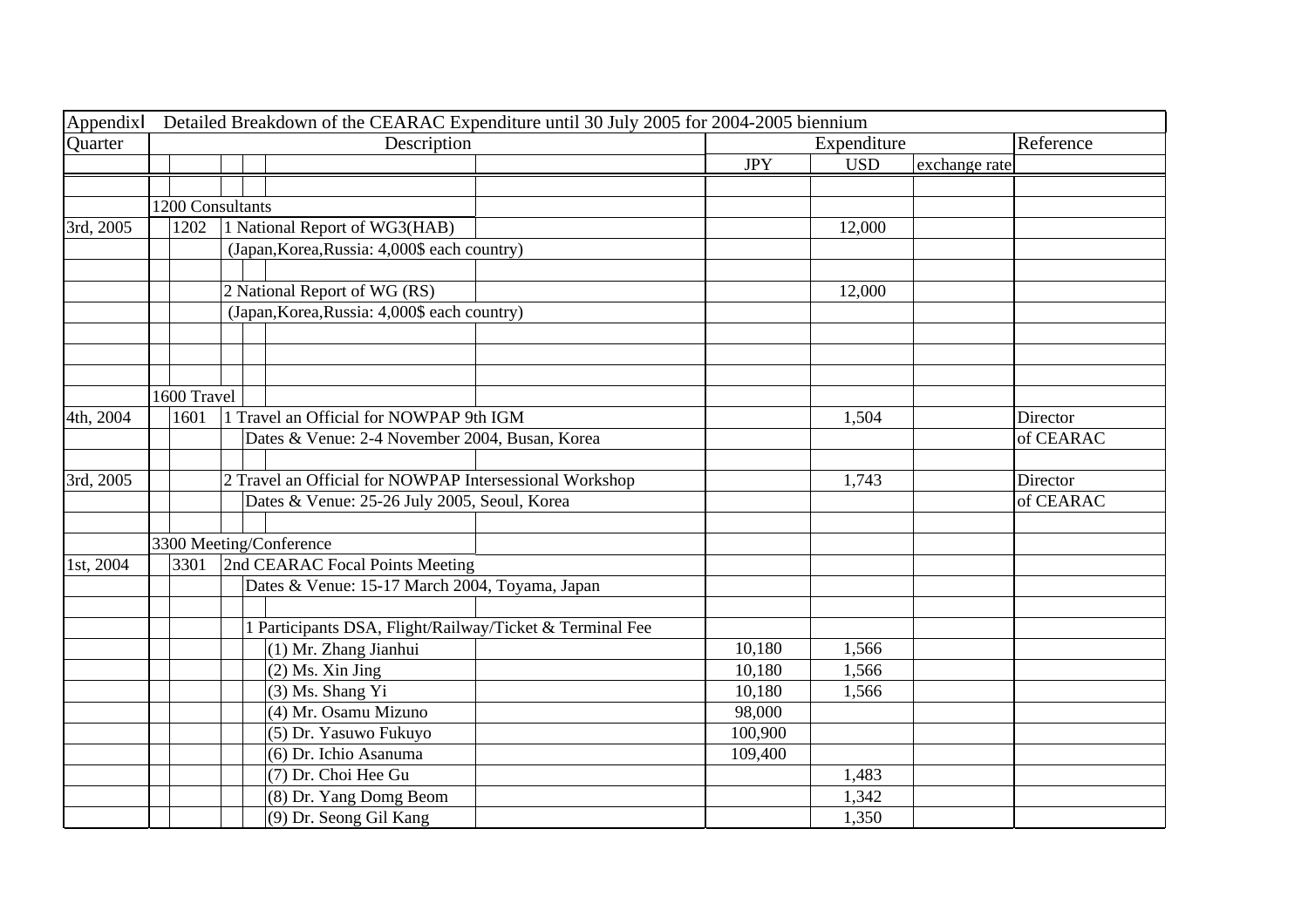| AppendixⅠ | Detailed Breakdown of the CEARAC Expenditure until 30 July 2005 for 2004-2005 biennium | | | | |
|---|---|---|---|---|---|
| Quarter | Description | Expenditure | | | Reference |
| | | JPY | USD | exchange rate | |
| | | | | | |
| | 1200 Consultants | | | | |
| 3rd, 2005 | 1202 1 National Report of WG3(HAB) | | 12,000 | | |
| | (Japan,Korea,Russia: 4,000$ each country) | | | | |
| | | | | | |
| | 2 National Report of WG (RS) | | 12,000 | | |
| | (Japan,Korea,Russia: 4,000$ each country) | | | | |
| | | | | | |
| | | | | | |
| | | | | | |
| | 1600 Travel | | | | |
| 4th, 2004 | 1601 1 Travel an Official for NOWPAP 9th IGM | | 1,504 | | Director |
| | Dates & Venue: 2-4 November 2004, Busan, Korea | | | | of CEARAC |
| | | | | | |
| 3rd, 2005 | 2 Travel an Official for NOWPAP Intersessional Workshop | | 1,743 | | Director |
| | Dates & Venue: 25-26 July 2005, Seoul, Korea | | | | of CEARAC |
| | | | | | |
| | 3300 Meeting/Conference | | | | |
| 1st, 2004 | 3301 2nd CEARAC Focal Points Meeting | | | | |
| | Dates & Venue: 15-17 March 2004, Toyama, Japan | | | | |
| | | | | | |
| | 1 Participants DSA, Flight/Railway/Ticket & Terminal Fee | | | | |
| | (1) Mr. Zhang Jianhui | 10,180 | 1,566 | | |
| | (2) Ms. Xin Jing | 10,180 | 1,566 | | |
| | (3) Ms. Shang Yi | 10,180 | 1,566 | | |
| | (4) Mr. Osamu Mizuno | 98,000 | | | |
| | (5) Dr. Yasuwo Fukuyo | 100,900 | | | |
| | (6) Dr. Ichio Asanuma | 109,400 | | | |
| | (7) Dr. Choi Hee Gu | | 1,483 | | |
| | (8) Dr. Yang Domg Beom | | 1,342 | | |
| | (9) Dr. Seong Gil Kang | | 1,350 | | |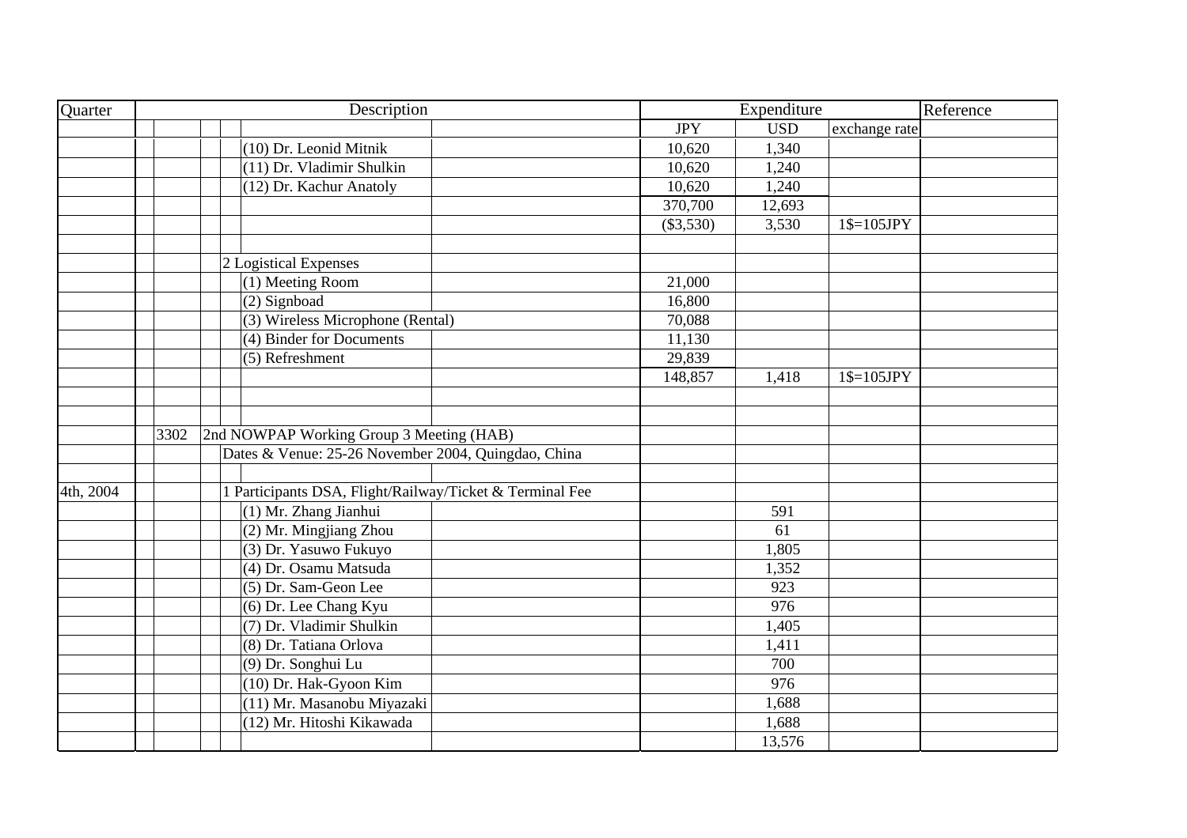| Quarter | Description | | | | | Expenditure | | | Reference |
|---|---|---|---|---|---|---|---|---|---|
| | | | | | | JPY | USD | exchange rate | |
| | | | | (10) Dr. Leonid Mitnik | | 10,620 | 1,340 | | |
| | | | | (11) Dr. Vladimir Shulkin | | 10,620 | 1,240 | | |
| | | | | (12) Dr. Kachur Anatoly | | 10,620 | 1,240 | | |
| | | | | | | 370,700 | 12,693 | | |
| | | | | | | ($3,530) | 3,530 | 1$=105JPY | |
| | | | | | | | | | |
| | | | | 2 Logistical Expenses | | | | | |
| | | | | (1) Meeting Room | | 21,000 | | | |
| | | | | (2) Signboad | | 16,800 | | | |
| | | | | (3) Wireless Microphone (Rental) | | 70,088 | | | |
| | | | | (4) Binder for Documents | | 11,130 | | | |
| | | | | (5) Refreshment | | 29,839 | | | |
| | | | | | | 148,857 | 1,418 | 1$=105JPY | |
| | | | | | | | | | |
| | | | | | | | | | |
| | | 3302 | 2nd NOWPAP Working Group 3 Meeting (HAB) | | | | | | |
| | | | Dates & Venue: 25-26 November 2004, Quingdao, China | | | | | | |
| | | | | | | | | | |
| 4th, 2004 | | | 1 Participants DSA, Flight/Railway/Ticket & Terminal Fee | | | | | | |
| | | | | (1) Mr. Zhang Jianhui | | | 591 | | |
| | | | | (2) Mr. Mingjiang Zhou | | | 61 | | |
| | | | | (3) Dr. Yasuwo Fukuyo | | | 1,805 | | |
| | | | | (4) Dr. Osamu Matsuda | | | 1,352 | | |
| | | | | (5) Dr. Sam-Geon Lee | | | 923 | | |
| | | | | (6) Dr. Lee Chang Kyu | | | 976 | | |
| | | | | (7) Dr. Vladimir Shulkin | | | 1,405 | | |
| | | | | (8) Dr. Tatiana Orlova | | | 1,411 | | |
| | | | | (9) Dr. Songhui Lu | | | 700 | | |
| | | | | (10) Dr. Hak-Gyoon Kim | | | 976 | | |
| | | | | (11) Mr. Masanobu Miyazaki | | | 1,688 | | |
| | | | | (12) Mr. Hitoshi Kikawada | | | 1,688 | | |
| | | | | | | | 13,576 | | |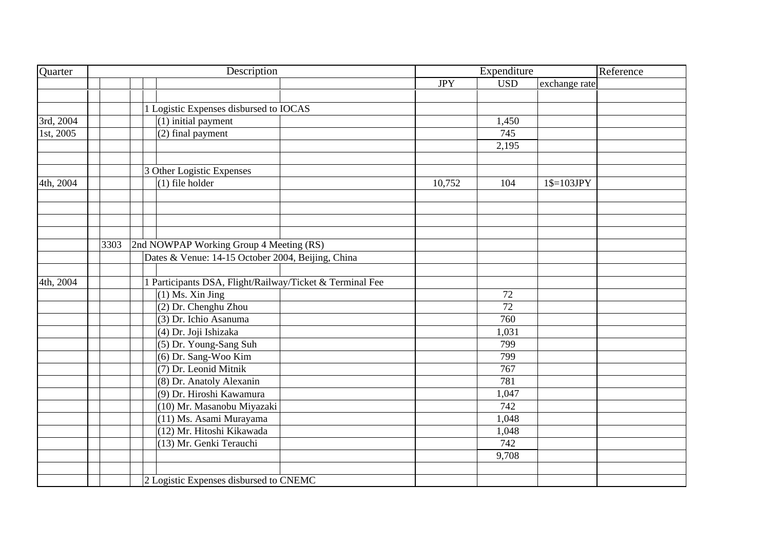| Quarter | Description | | | | | JPY | USD | exchange rate | Reference |
|---|---|---|---|---|---|---|---|---|---|
| | | | | | | | | | |
| | | | 1 Logistic Expenses disbursed to IOCAS | | | | | | |
| 3rd, 2004 | | | | (1) initial payment | | | 1,450 | | |
| 1st, 2005 | | | | (2) final payment | | | 745 | | |
| | | | | | | | 2,195 | | |
| | | | | | | | | | |
| | | | 3 Other Logistic Expenses | | | | | | |
| 4th, 2004 | | | | (1) file holder | | 10,752 | 104 | 1$=103JPY | |
| | | | | | | | | | |
| | | | | | | | | | |
| | | | | | | | | | |
| | | | | | | | | | |
| | 3303 | 2nd NOWPAP Working Group 4 Meeting (RS) | | | | | | | |
| | | | Dates & Venue: 14-15 October 2004, Beijing, China | | | | | | |
| | | | | | | | | | |
| 4th, 2004 | | | 1 Participants DSA, Flight/Railway/Ticket & Terminal Fee | | | | | | |
| | | | | (1) Ms. Xin Jing | | | 72 | | |
| | | | | (2) Dr. Chenghu Zhou | | | 72 | | |
| | | | | (3) Dr. Ichio Asanuma | | | 760 | | |
| | | | | (4) Dr. Joji Ishizaka | | | 1,031 | | |
| | | | | (5) Dr. Young-Sang Suh | | | 799 | | |
| | | | | (6) Dr. Sang-Woo Kim | | | 799 | | |
| | | | | (7) Dr. Leonid Mitnik | | | 767 | | |
| | | | | (8) Dr. Anatoly Alexanin | | | 781 | | |
| | | | | (9) Dr. Hiroshi Kawamura | | | 1,047 | | |
| | | | | (10) Mr. Masanobu Miyazaki | | | 742 | | |
| | | | | (11) Ms. Asami Murayama | | | 1,048 | | |
| | | | | (12) Mr. Hitoshi Kikawada | | | 1,048 | | |
| | | | | (13) Mr. Genki Terauchi | | | 742 | | |
| | | | | | | | 9,708 | | |
| | | | | | | | | | |
| | | | 2 Logistic Expenses disbursed to CNEMC | | | | | | |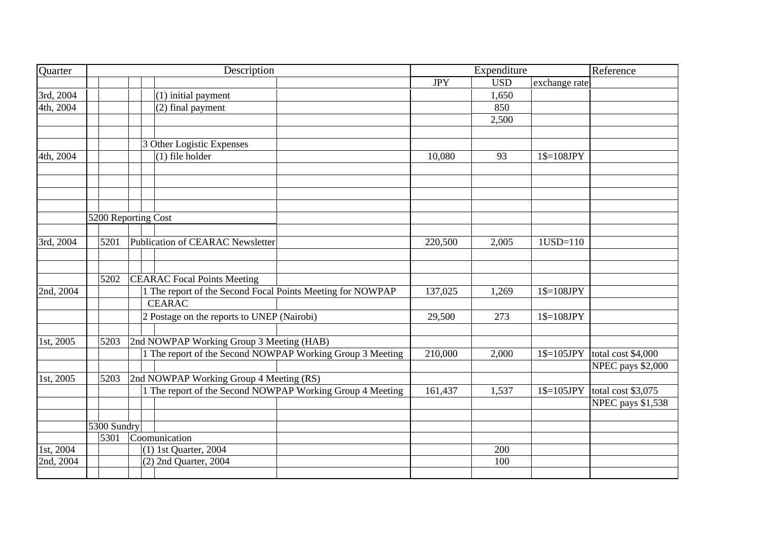| Quarter | Description | JPY | USD | exchange rate | Reference |
|---|---|---|---|---|---|
| | | Expenditure | | | |
| | | JPY | USD | exchange rate | |
| 3rd, 2004 | (1) initial payment | | 1,650 | | |
| 4th, 2004 | (2) final payment | | 850 | | |
| | | | 2,500 | | |
| | | | | | |
| | 3 Other Logistic Expenses | | | | |
| 4th, 2004 | (1) file holder | 10,080 | 93 | 1$=108JPY | |
| | | | | | |
| | | | | | |
| | | | | | |
| | | | | | |
| | 5200 Reporting Cost | | | | |
| | | | | | |
| 3rd, 2004 | 5201 Publication of CEARAC Newsletter | 220,500 | 2,005 | 1USD=110 | |
| | | | | | |
| | | | | | |
| | 5202 CEARAC Focal Points Meeting | | | | |
| 2nd, 2004 | 1 The report of the Second Focal Points Meeting for NOWPAP CEARAC | 137,025 | 1,269 | 1$=108JPY | |
| | 2 Postage on the reports to UNEP (Nairobi) | 29,500 | 273 | 1$=108JPY | |
| | | | | | |
| 1st, 2005 | 5203 2nd NOWPAP Working Group 3 Meeting (HAB) | | | | |
| | 1 The report of the Second NOWPAP Working Group 3 Meeting | 210,000 | 2,000 | 1$=105JPY | total cost $4,000 |
| | | | | | NPEC pays $2,000 |
| 1st, 2005 | 5203 2nd NOWPAP Working Group 4 Meeting (RS) | | | | |
| | 1 The report of the Second NOWPAP Working Group 4 Meeting | 161,437 | 1,537 | 1$=105JPY | total cost $3,075 |
| | | | | | NPEC pays $1,538 |
| | | | | | |
| | 5300 Sundry | | | | |
| | 5301 Coomunication | | | | |
| 1st, 2004 | (1) 1st Quarter, 2004 | | 200 | | |
| 2nd, 2004 | (2) 2nd Quarter, 2004 | | 100 | | |
| | | | | | |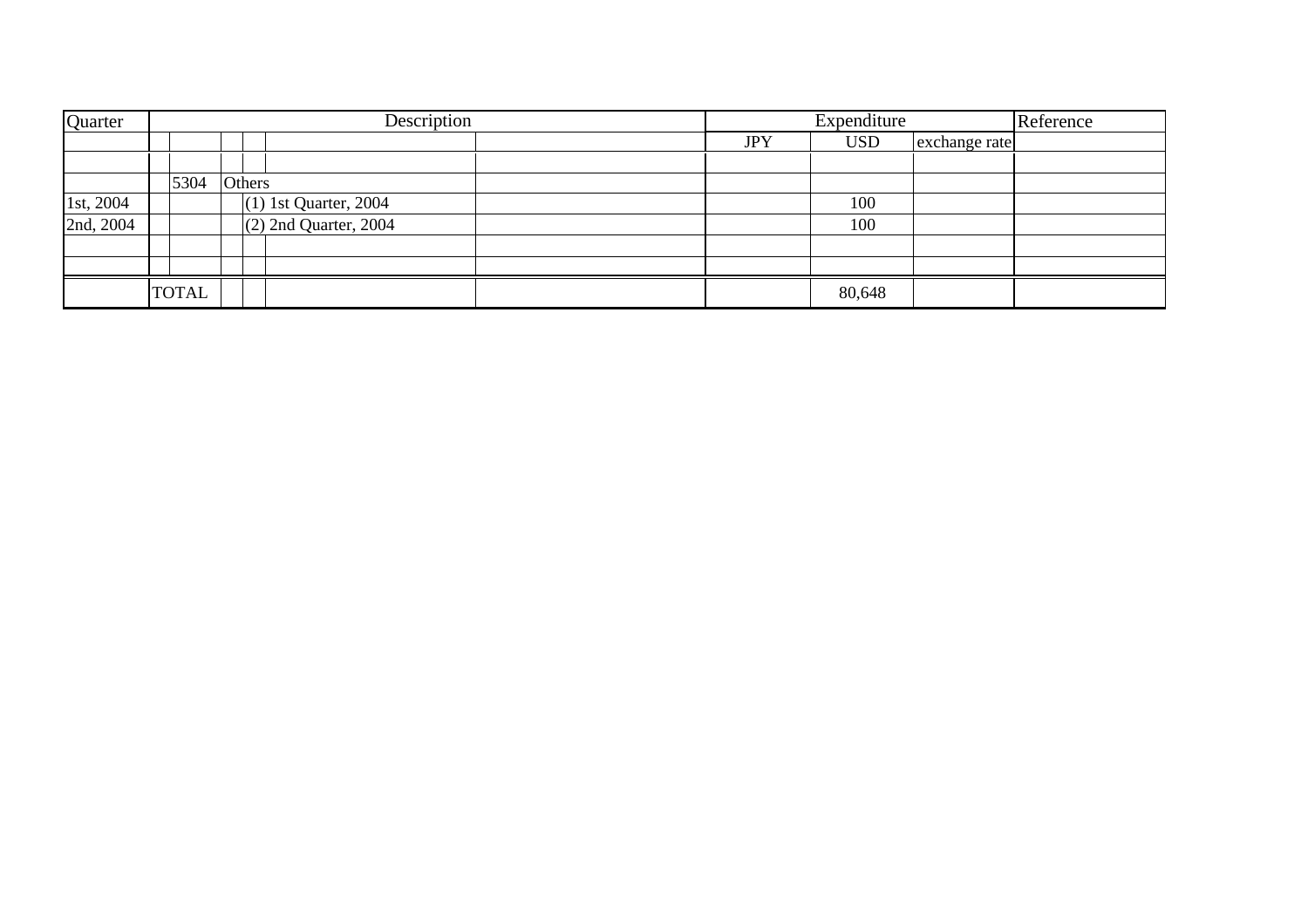| Quarter | Description | | | | | | Expenditure | | | Reference |
|---|---|---|---|---|---|---|---|---|---|---|
| | | | | | | | JPY | USD | exchange rate | |
| | | | | | | | | | | |
| | | 5304 | Others | | | | | | | |
| 1st, 2004 | | | | | (1) 1st Quarter, 2004 | | | 100 | | |
| 2nd, 2004 | | | | | (2) 2nd Quarter, 2004 | | | 100 | | |
| | | | | | | | | | | |
| | | | | | | | | | | |
| | TOTAL | | | | | | | 80,648 | | |